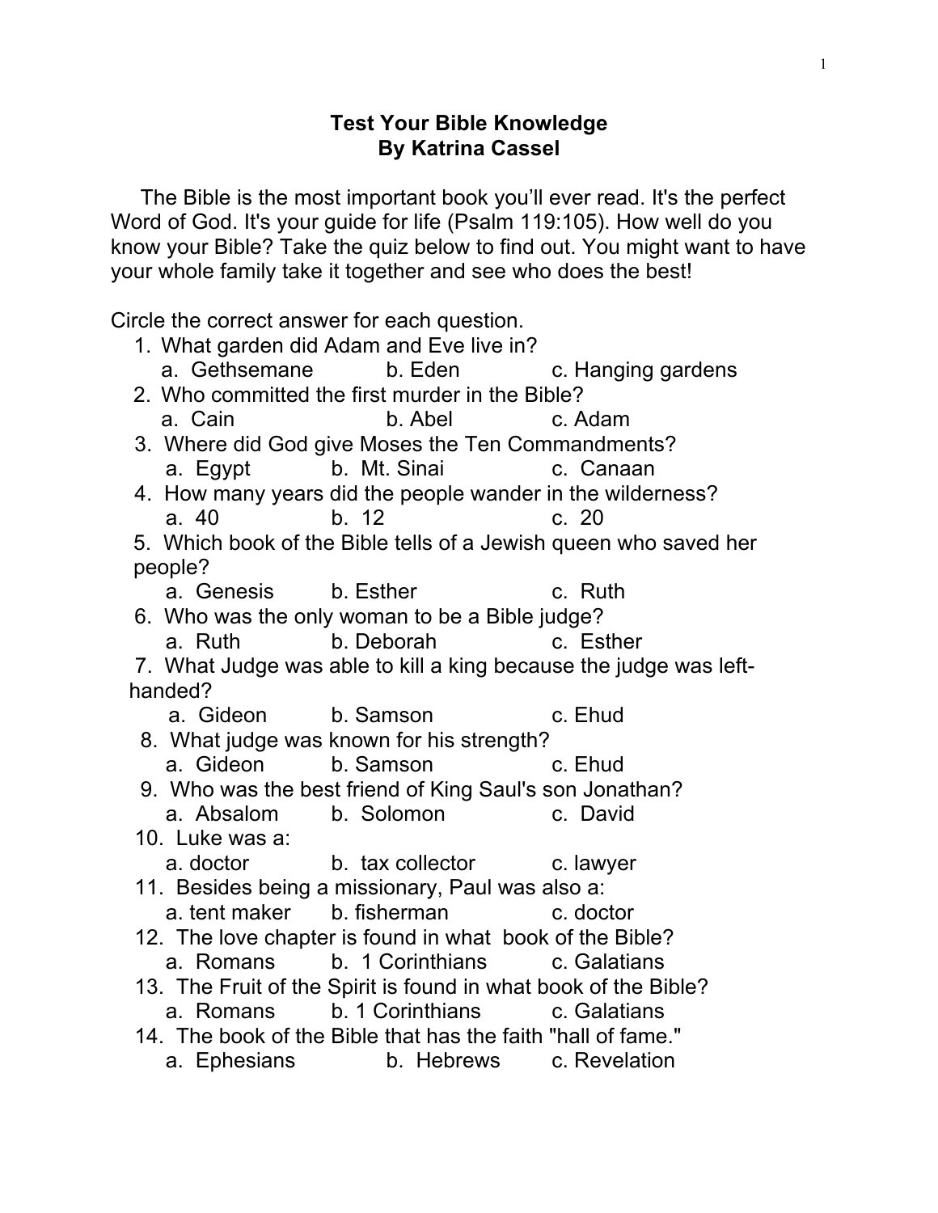# Test Your Bible Knowledge
## By Katrina Cassel

The Bible is the most important book you'll ever read. It's the perfect Word of God. It's your guide for life (Psalm 119:105). How well do you know your Bible? Take the quiz below to find out. You might want to have your whole family take it together and see who does the best!

Circle the correct answer for each question.

1. What garden did Adam and Eve live in?
   a. Gethsemane  b. Eden  c. Hanging gardens
2. Who committed the first murder in the Bible?
   a. Cain  b. Abel  c. Adam
3. Where did God give Moses the Ten Commandments?
   a. Egypt  b. Mt. Sinai  c. Canaan
4. How many years did the people wander in the wilderness?
   a. 40  b. 12  c. 20
5. Which book of the Bible tells of a Jewish queen who saved her people?
   a. Genesis  b. Esther  c. Ruth
6. Who was the only woman to be a Bible judge?
   a. Ruth  b. Deborah  c. Esther
7. What Judge was able to kill a king because the judge was left-handed?
   a. Gideon  b. Samson  c. Ehud
8. What judge was known for his strength?
   a. Gideon  b. Samson  c. Ehud
9. Who was the best friend of King Saul's son Jonathan?
   a. Absalom  b. Solomon  c. David
10. Luke was a:
    a. doctor  b. tax collector  c. lawyer
11. Besides being a missionary, Paul was also a:
    a. tent maker  b. fisherman  c. doctor
12. The love chapter is found in what book of the Bible?
    a. Romans  b. 1 Corinthians  c. Galatians
13. The Fruit of the Spirit is found in what book of the Bible?
    a. Romans  b. 1 Corinthians  c. Galatians
14. The book of the Bible that has the faith "hall of fame."
    a. Ephesians  b. Hebrews  c. Revelation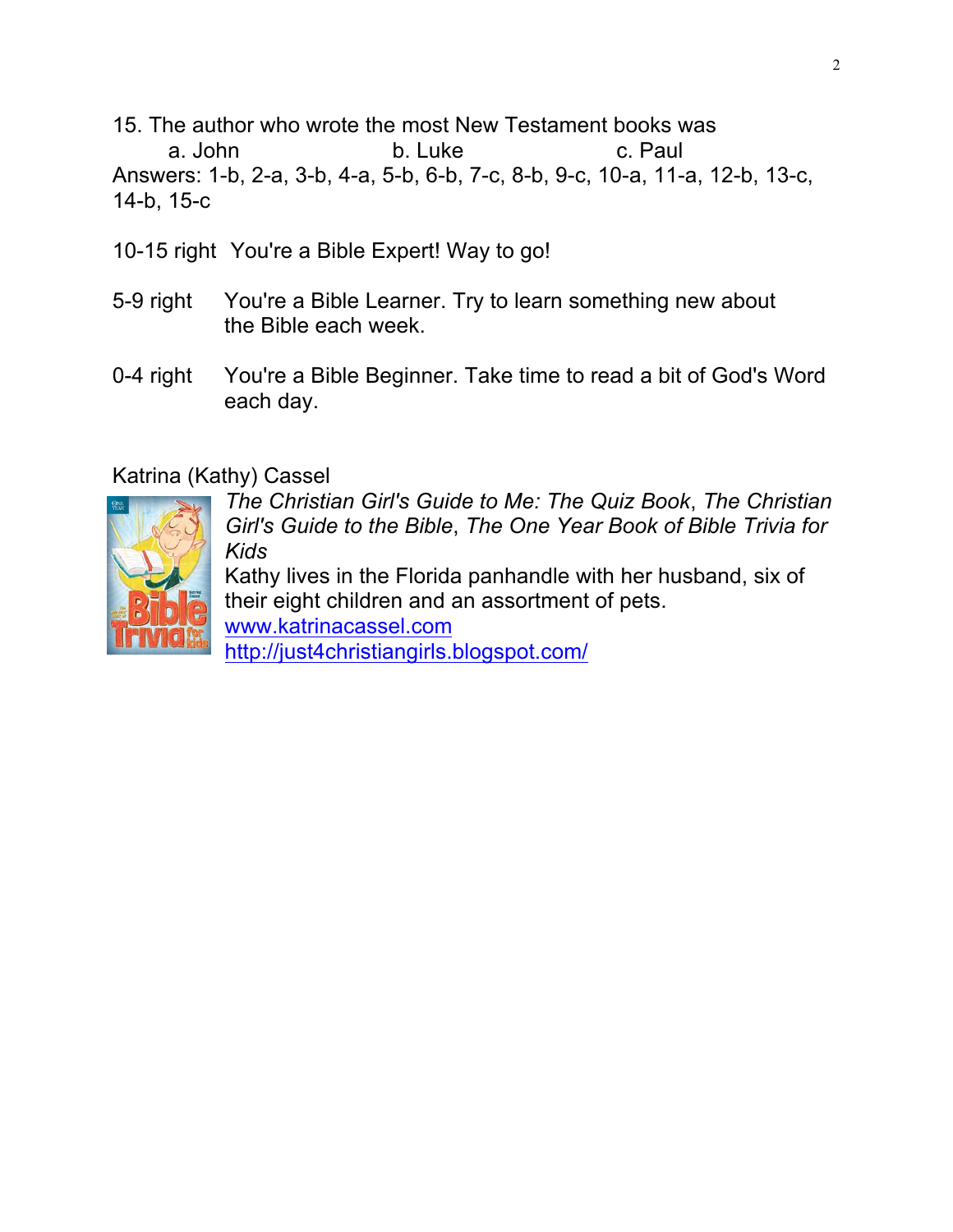15. The author who wrote the most New Testament books was

a. John b. Luke c. Paul

Answers: 1-b, 2-a, 3-b, 4-a, 5-b, 6-b, 7-c, 8-b, 9-c, 10-a, 11-a, 12-b, 13-c, 14-b, 15-c

10-15 right You're a Bible Expert! Way to go!

5-9 right You're a Bible Learner. Try to learn something new about the Bible each week.

0-4 right You're a Bible Beginner. Take time to read a bit of God's Word each day.

Katrina (Kathy) Cassel

*The Christian Girl's Guide to Me: The Quiz Book*, *The Christian Girl's Guide to the Bible*, *The One Year Book of Bible Trivia for Kids*

Kathy lives in the Florida panhandle with her husband, six of their eight children and an assortment of pets.

www.katrinacassel.com

http://just4christiangirls.blogspot.com/